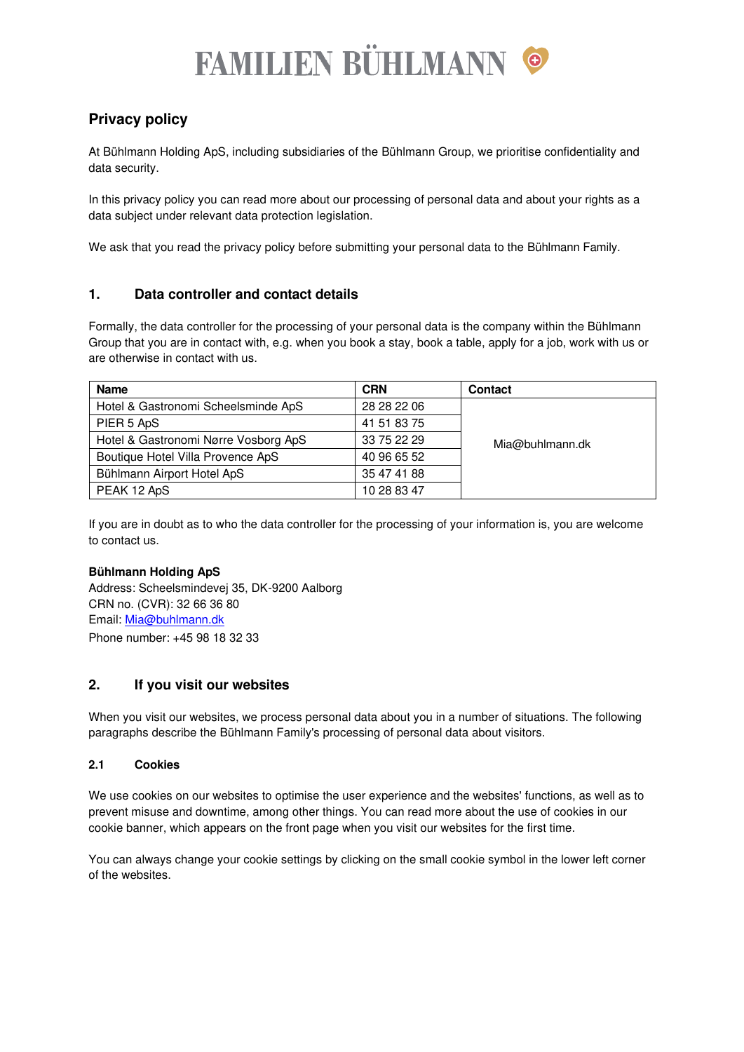# FAMILIEN BÜHLMANN

## Privacy policy

At Bühlmann Holding ApS, including subsidiaries of the Bühlmann Group, we prioritise confidentiality and data security.

In this privacy policy you can read more about our processing of personal data and about your rights as a data subject under relevant data protection legislation.

We ask that you read the privacy policy before submitting your personal data to the Bühlmann Family.

### 1. Data controller and contact details

Formally, the data controller for the processing of your personal data is the company within the Bühlmann Group that you are in contact with, e.g. when you book a stay, book a table, apply for a job, work with us or are otherwise in contact with us.

| Name | CRN | Contact |
|---|---|---|
| Hotel & Gastronomi Scheelsminde ApS | 28 28 22 06 | Mia@buhlmann.dk |
| PIER 5 ApS | 41 51 83 75 | |
| Hotel & Gastronomi Nørre Vosborg ApS | 33 75 22 29 | |
| Boutique Hotel Villa Provence ApS | 40 96 65 52 | |
| Bühlmann Airport Hotel ApS | 35 47 41 88 | |
| PEAK 12 ApS | 10 28 83 47 | |

If you are in doubt as to who the data controller for the processing of your information is, you are welcome to contact us.

**Bühlmann Holding ApS**
Address: Scheelsmindevej 35, DK-9200 Aalborg
CRN no. (CVR): 32 66 36 80
Email: Mia@buhlmann.dk
Phone number: +45 98 18 32 33

### 2. If you visit our websites

When you visit our websites, we process personal data about you in a number of situations. The following paragraphs describe the Bühlmann Family's processing of personal data about visitors.

#### 2.1 Cookies

We use cookies on our websites to optimise the user experience and the websites' functions, as well as to prevent misuse and downtime, among other things. You can read more about the use of cookies in our cookie banner, which appears on the front page when you visit our websites for the first time.

You can always change your cookie settings by clicking on the small cookie symbol in the lower left corner of the websites.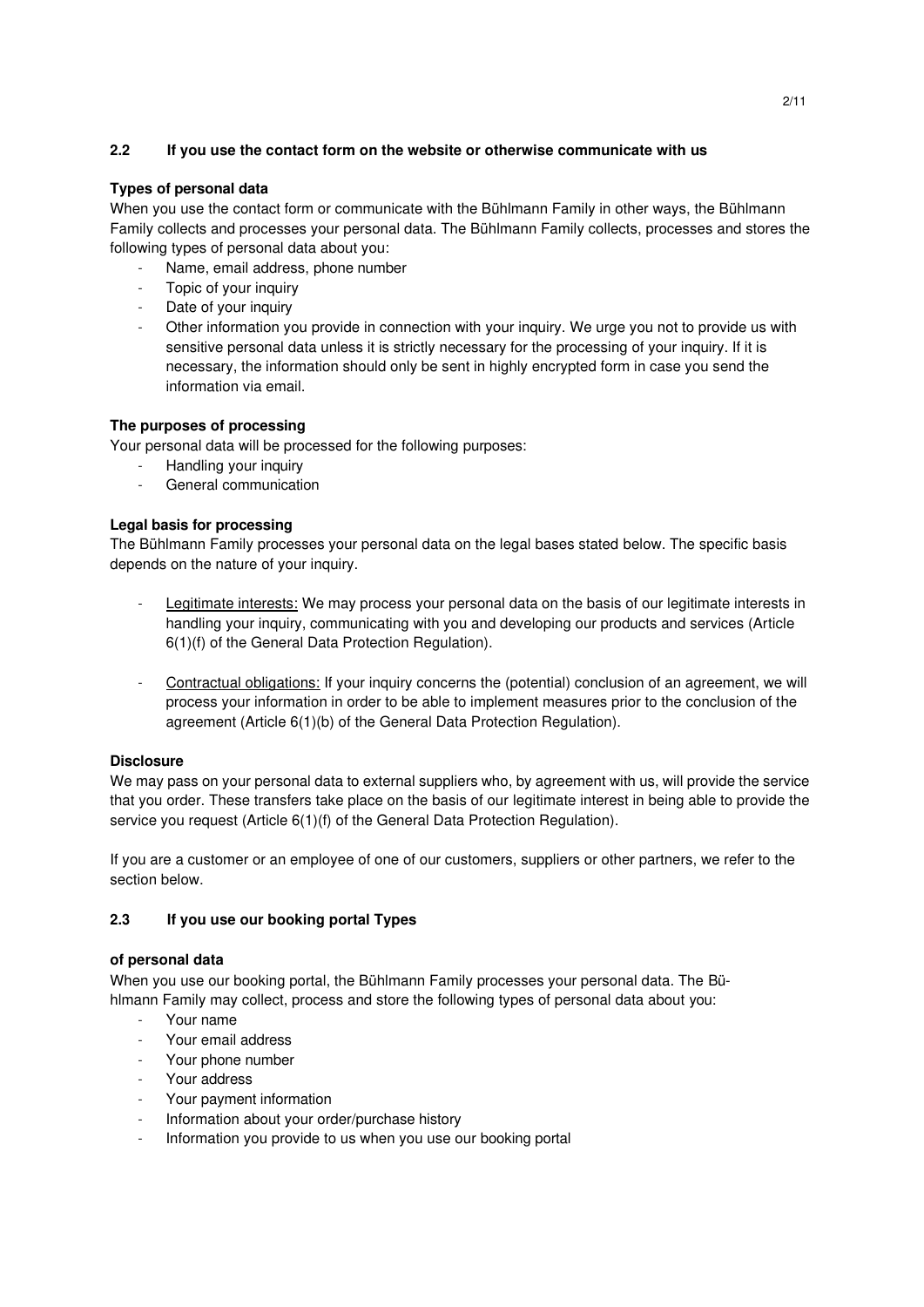### 2.2 If you use the contact form on the website or otherwise communicate with us

**Types of personal data**

When you use the contact form or communicate with the Bühlmann Family in other ways, the Bühlmann Family collects and processes your personal data. The Bühlmann Family collects, processes and stores the following types of personal data about you:

- Name, email address, phone number
- Topic of your inquiry
- Date of your inquiry
- Other information you provide in connection with your inquiry. We urge you not to provide us with sensitive personal data unless it is strictly necessary for the processing of your inquiry. If it is necessary, the information should only be sent in highly encrypted form in case you send the information via email.

**The purposes of processing**

Your personal data will be processed for the following purposes:

- Handling your inquiry
- General communication

**Legal basis for processing**

The Bühlmann Family processes your personal data on the legal bases stated below. The specific basis depends on the nature of your inquiry.

- Legitimate interests: We may process your personal data on the basis of our legitimate interests in handling your inquiry, communicating with you and developing our products and services (Article 6(1)(f) of the General Data Protection Regulation).

- Contractual obligations: If your inquiry concerns the (potential) conclusion of an agreement, we will process your information in order to be able to implement measures prior to the conclusion of the agreement (Article 6(1)(b) of the General Data Protection Regulation).

**Disclosure**

We may pass on your personal data to external suppliers who, by agreement with us, will provide the service that you order. These transfers take place on the basis of our legitimate interest in being able to provide the service you request (Article 6(1)(f) of the General Data Protection Regulation).

If you are a customer or an employee of one of our customers, suppliers or other partners, we refer to the section below.

### 2.3 If you use our booking portal

**Types of personal data**

When you use our booking portal, the Bühlmann Family processes your personal data. The Bühlmann Family may collect, process and store the following types of personal data about you:

- Your name
- Your email address
- Your phone number
- Your address
- Your payment information
- Information about your order/purchase history
- Information you provide to us when you use our booking portal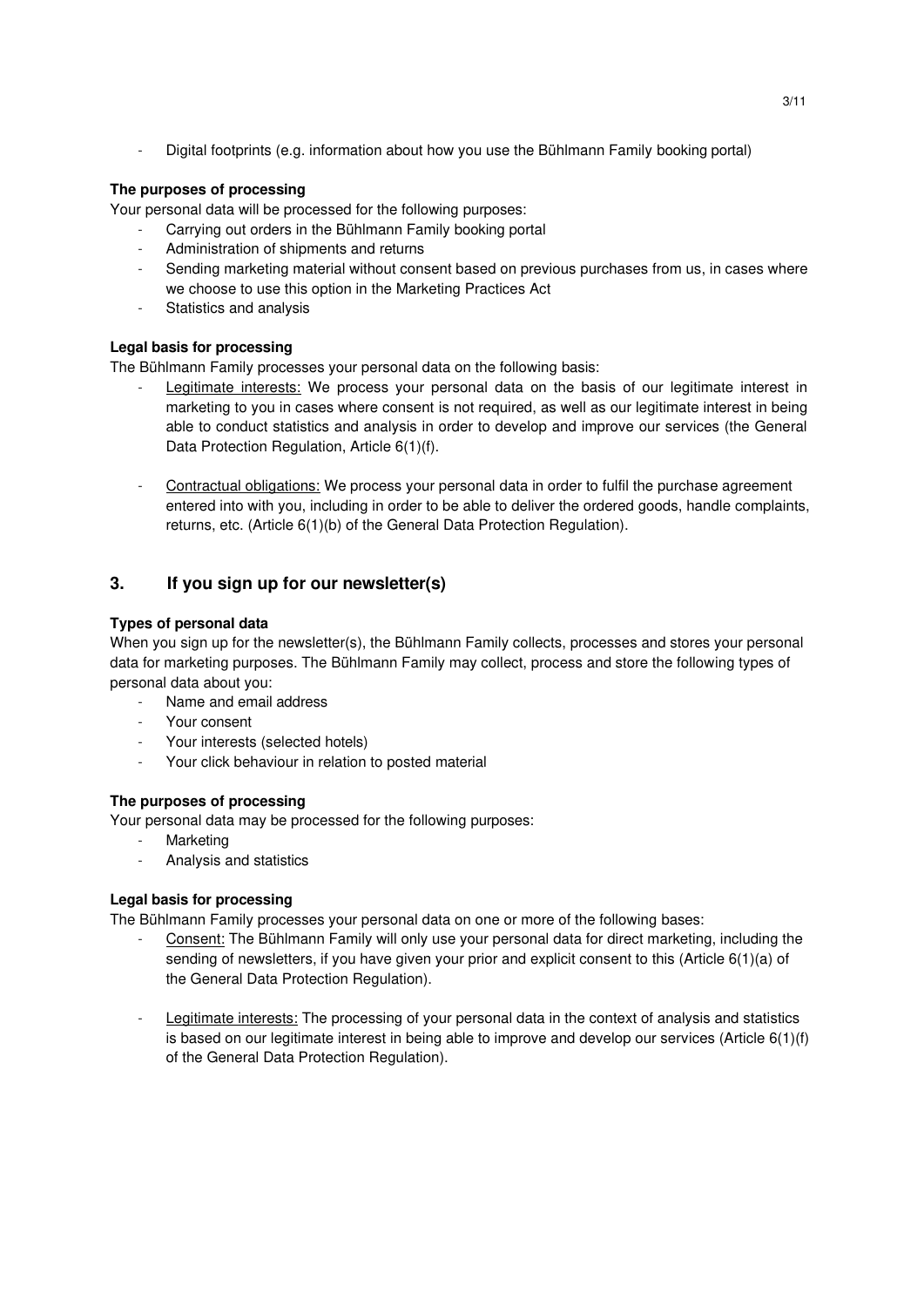- Digital footprints (e.g. information about how you use the Bühlmann Family booking portal)

**The purposes of processing**

Your personal data will be processed for the following purposes:

- Carrying out orders in the Bühlmann Family booking portal
- Administration of shipments and returns
- Sending marketing material without consent based on previous purchases from us, in cases where we choose to use this option in the Marketing Practices Act
- Statistics and analysis

**Legal basis for processing**

The Bühlmann Family processes your personal data on the following basis:

- Legitimate interests: We process your personal data on the basis of our legitimate interest in marketing to you in cases where consent is not required, as well as our legitimate interest in being able to conduct statistics and analysis in order to develop and improve our services (the General Data Protection Regulation, Article 6(1)(f).

- Contractual obligations: We process your personal data in order to fulfil the purchase agreement entered into with you, including in order to be able to deliver the ordered goods, handle complaints, returns, etc. (Article 6(1)(b) of the General Data Protection Regulation).

## 3. If you sign up for our newsletter(s)

**Types of personal data**

When you sign up for the newsletter(s), the Bühlmann Family collects, processes and stores your personal data for marketing purposes. The Bühlmann Family may collect, process and store the following types of personal data about you:

- Name and email address
- Your consent
- Your interests (selected hotels)
- Your click behaviour in relation to posted material

**The purposes of processing**

Your personal data may be processed for the following purposes:

- Marketing
- Analysis and statistics

**Legal basis for processing**

The Bühlmann Family processes your personal data on one or more of the following bases:

- Consent: The Bühlmann Family will only use your personal data for direct marketing, including the sending of newsletters, if you have given your prior and explicit consent to this (Article 6(1)(a) of the General Data Protection Regulation).

- Legitimate interests: The processing of your personal data in the context of analysis and statistics is based on our legitimate interest in being able to improve and develop our services (Article 6(1)(f) of the General Data Protection Regulation).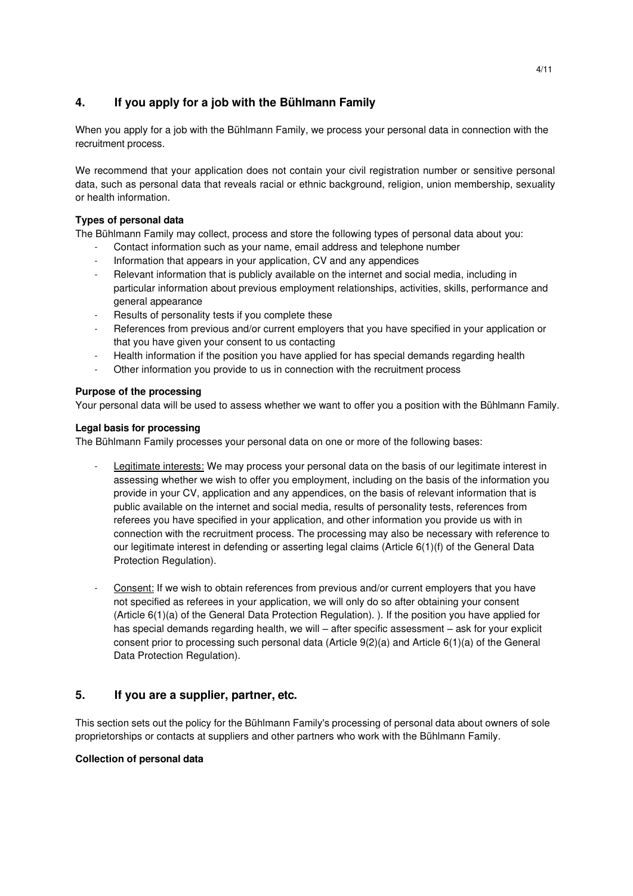## 4. If you apply for a job with the Bühlmann Family

When you apply for a job with the Bühlmann Family, we process your personal data in connection with the recruitment process.

We recommend that your application does not contain your civil registration number or sensitive personal data, such as personal data that reveals racial or ethnic background, religion, union membership, sexuality or health information.

**Types of personal data**

The Bühlmann Family may collect, process and store the following types of personal data about you:

- Contact information such as your name, email address and telephone number
- Information that appears in your application, CV and any appendices
- Relevant information that is publicly available on the internet and social media, including in particular information about previous employment relationships, activities, skills, performance and general appearance
- Results of personality tests if you complete these
- References from previous and/or current employers that you have specified in your application or that you have given your consent to us contacting
- Health information if the position you have applied for has special demands regarding health
- Other information you provide to us in connection with the recruitment process

**Purpose of the processing**

Your personal data will be used to assess whether we want to offer you a position with the Bühlmann Family.

**Legal basis for processing**

The Bühlmann Family processes your personal data on one or more of the following bases:

- Legitimate interests: We may process your personal data on the basis of our legitimate interest in assessing whether we wish to offer you employment, including on the basis of the information you provide in your CV, application and any appendices, on the basis of relevant information that is public available on the internet and social media, results of personality tests, references from referees you have specified in your application, and other information you provide us with in connection with the recruitment process. The processing may also be necessary with reference to our legitimate interest in defending or asserting legal claims (Article 6(1)(f) of the General Data Protection Regulation).

- Consent: If we wish to obtain references from previous and/or current employers that you have not specified as referees in your application, we will only do so after obtaining your consent (Article 6(1)(a) of the General Data Protection Regulation). ). If the position you have applied for has special demands regarding health, we will – after specific assessment – ask for your explicit consent prior to processing such personal data (Article 9(2)(a) and Article 6(1)(a) of the General Data Protection Regulation).

## 5. If you are a supplier, partner, etc.

This section sets out the policy for the Bühlmann Family's processing of personal data about owners of sole proprietorships or contacts at suppliers and other partners who work with the Bühlmann Family.

**Collection of personal data**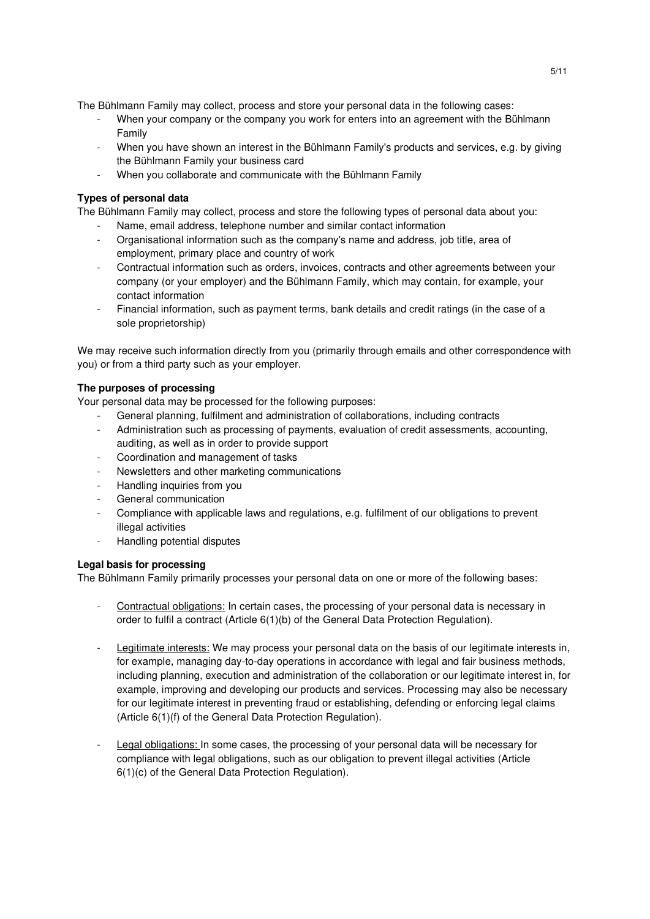The Bühlmann Family may collect, process and store your personal data in the following cases:

- When your company or the company you work for enters into an agreement with the Bühlmann Family
- When you have shown an interest in the Bühlmann Family's products and services, e.g. by giving the Bühlmann Family your business card
- When you collaborate and communicate with the Bühlmann Family

**Types of personal data**

The Bühlmann Family may collect, process and store the following types of personal data about you:

- Name, email address, telephone number and similar contact information
- Organisational information such as the company's name and address, job title, area of employment, primary place and country of work
- Contractual information such as orders, invoices, contracts and other agreements between your company (or your employer) and the Bühlmann Family, which may contain, for example, your contact information
- Financial information, such as payment terms, bank details and credit ratings (in the case of a sole proprietorship)

We may receive such information directly from you (primarily through emails and other correspondence with you) or from a third party such as your employer.

**The purposes of processing**

Your personal data may be processed for the following purposes:

- General planning, fulfilment and administration of collaborations, including contracts
- Administration such as processing of payments, evaluation of credit assessments, accounting, auditing, as well as in order to provide support
- Coordination and management of tasks
- Newsletters and other marketing communications
- Handling inquiries from you
- General communication
- Compliance with applicable laws and regulations, e.g. fulfilment of our obligations to prevent illegal activities
- Handling potential disputes

**Legal basis for processing**

The Bühlmann Family primarily processes your personal data on one or more of the following bases:

- <u>Contractual obligations:</u> In certain cases, the processing of your personal data is necessary in order to fulfil a contract (Article 6(1)(b) of the General Data Protection Regulation).

- <u>Legitimate interests:</u> We may process your personal data on the basis of our legitimate interests in, for example, managing day-to-day operations in accordance with legal and fair business methods, including planning, execution and administration of the collaboration or our legitimate interest in, for example, improving and developing our products and services. Processing may also be necessary for our legitimate interest in preventing fraud or establishing, defending or enforcing legal claims (Article 6(1)(f) of the General Data Protection Regulation).

- <u>Legal obligations:</u> In some cases, the processing of your personal data will be necessary for compliance with legal obligations, such as our obligation to prevent illegal activities (Article 6(1)(c) of the General Data Protection Regulation).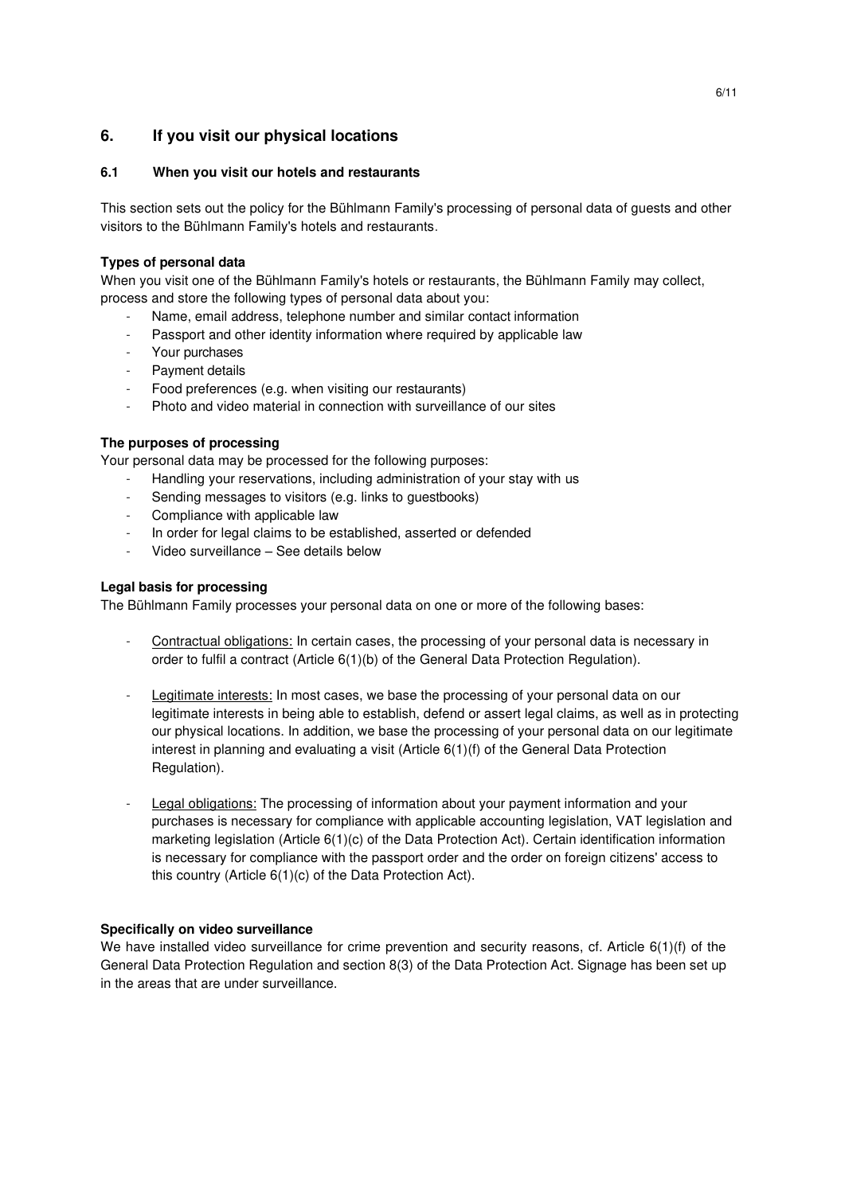## 6. If you visit our physical locations

### 6.1 When you visit our hotels and restaurants

This section sets out the policy for the Bühlmann Family's processing of personal data of guests and other visitors to the Bühlmann Family's hotels and restaurants.

**Types of personal data**

When you visit one of the Bühlmann Family's hotels or restaurants, the Bühlmann Family may collect, process and store the following types of personal data about you:

- Name, email address, telephone number and similar contact information
- Passport and other identity information where required by applicable law
- Your purchases
- Payment details
- Food preferences (e.g. when visiting our restaurants)
- Photo and video material in connection with surveillance of our sites

**The purposes of processing**

Your personal data may be processed for the following purposes:

- Handling your reservations, including administration of your stay with us
- Sending messages to visitors (e.g. links to guestbooks)
- Compliance with applicable law
- In order for legal claims to be established, asserted or defended
- Video surveillance – See details below

**Legal basis for processing**

The Bühlmann Family processes your personal data on one or more of the following bases:

- <u>Contractual obligations:</u> In certain cases, the processing of your personal data is necessary in order to fulfil a contract (Article 6(1)(b) of the General Data Protection Regulation).

- <u>Legitimate interests:</u> In most cases, we base the processing of your personal data on our legitimate interests in being able to establish, defend or assert legal claims, as well as in protecting our physical locations. In addition, we base the processing of your personal data on our legitimate interest in planning and evaluating a visit (Article 6(1)(f) of the General Data Protection Regulation).

- <u>Legal obligations:</u> The processing of information about your payment information and your purchases is necessary for compliance with applicable accounting legislation, VAT legislation and marketing legislation (Article 6(1)(c) of the Data Protection Act). Certain identification information is necessary for compliance with the passport order and the order on foreign citizens' access to this country (Article 6(1)(c) of the Data Protection Act).

**Specifically on video surveillance**

We have installed video surveillance for crime prevention and security reasons, cf. Article 6(1)(f) of the General Data Protection Regulation and section 8(3) of the Data Protection Act. Signage has been set up in the areas that are under surveillance.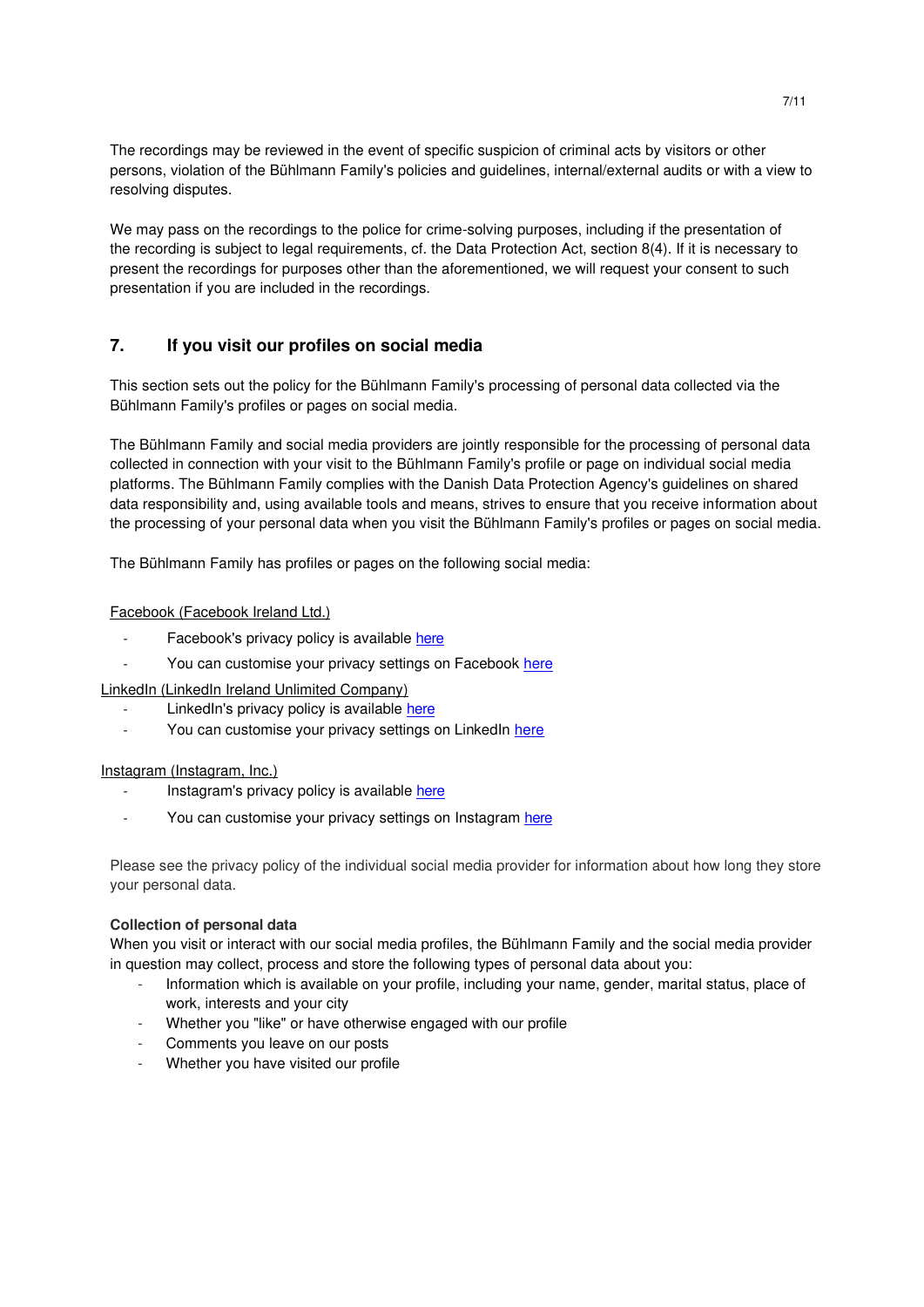The recordings may be reviewed in the event of specific suspicion of criminal acts by visitors or other persons, violation of the Bühlmann Family's policies and guidelines, internal/external audits or with a view to resolving disputes.

We may pass on the recordings to the police for crime-solving purposes, including if the presentation of the recording is subject to legal requirements, cf. the Data Protection Act, section 8(4). If it is necessary to present the recordings for purposes other than the aforementioned, we will request your consent to such presentation if you are included in the recordings.

## 7. If you visit our profiles on social media

This section sets out the policy for the Bühlmann Family's processing of personal data collected via the Bühlmann Family's profiles or pages on social media.

The Bühlmann Family and social media providers are jointly responsible for the processing of personal data collected in connection with your visit to the Bühlmann Family's profile or page on individual social media platforms. The Bühlmann Family complies with the Danish Data Protection Agency's guidelines on shared data responsibility and, using available tools and means, strives to ensure that you receive information about the processing of your personal data when you visit the Bühlmann Family's profiles or pages on social media.

The Bühlmann Family has profiles or pages on the following social media:

Facebook (Facebook Ireland Ltd.)

- Facebook's privacy policy is available here
- You can customise your privacy settings on Facebook here

LinkedIn (LinkedIn Ireland Unlimited Company)

- LinkedIn's privacy policy is available here
- You can customise your privacy settings on LinkedIn here

Instagram (Instagram, Inc.)

- Instagram's privacy policy is available here
- You can customise your privacy settings on Instagram here

Please see the privacy policy of the individual social media provider for information about how long they store your personal data.

**Collection of personal data**

When you visit or interact with our social media profiles, the Bühlmann Family and the social media provider in question may collect, process and store the following types of personal data about you:

- Information which is available on your profile, including your name, gender, marital status, place of work, interests and your city
- Whether you "like" or have otherwise engaged with our profile
- Comments you leave on our posts
- Whether you have visited our profile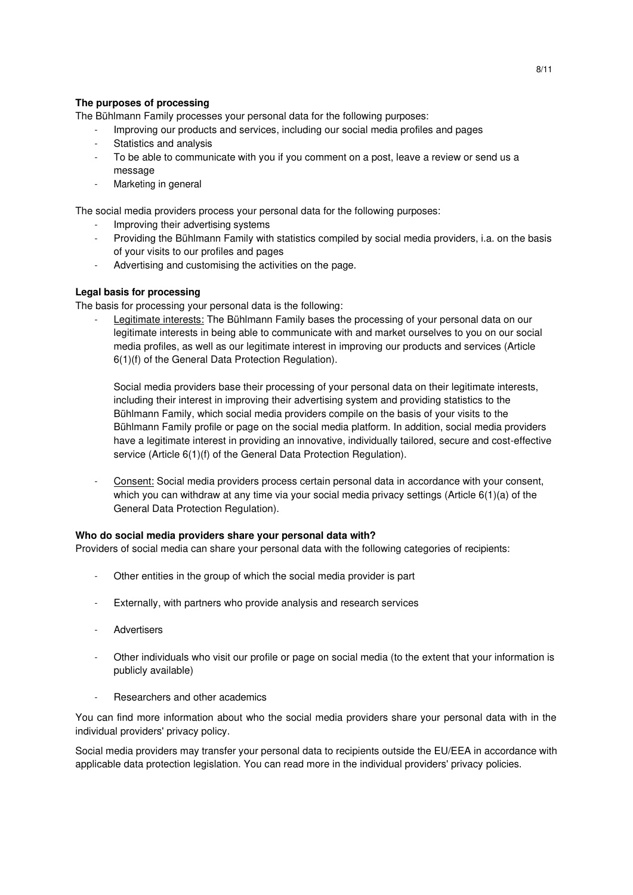**The purposes of processing**

The Bühlmann Family processes your personal data for the following purposes:

- Improving our products and services, including our social media profiles and pages
- Statistics and analysis
- To be able to communicate with you if you comment on a post, leave a review or send us a message
- Marketing in general

The social media providers process your personal data for the following purposes:

- Improving their advertising systems
- Providing the Bühlmann Family with statistics compiled by social media providers, i.a. on the basis of your visits to our profiles and pages
- Advertising and customising the activities on the page.

**Legal basis for processing**

The basis for processing your personal data is the following:

- Legitimate interests: The Bühlmann Family bases the processing of your personal data on our legitimate interests in being able to communicate with and market ourselves to you on our social media profiles, as well as our legitimate interest in improving our products and services (Article 6(1)(f) of the General Data Protection Regulation).

  Social media providers base their processing of your personal data on their legitimate interests, including their interest in improving their advertising system and providing statistics to the Bühlmann Family, which social media providers compile on the basis of your visits to the Bühlmann Family profile or page on the social media platform. In addition, social media providers have a legitimate interest in providing an innovative, individually tailored, secure and cost-effective service (Article 6(1)(f) of the General Data Protection Regulation).

- Consent: Social media providers process certain personal data in accordance with your consent, which you can withdraw at any time via your social media privacy settings (Article 6(1)(a) of the General Data Protection Regulation).

**Who do social media providers share your personal data with?**

Providers of social media can share your personal data with the following categories of recipients:

- Other entities in the group of which the social media provider is part
- Externally, with partners who provide analysis and research services
- Advertisers
- Other individuals who visit our profile or page on social media (to the extent that your information is publicly available)
- Researchers and other academics

You can find more information about who the social media providers share your personal data with in the individual providers' privacy policy.

Social media providers may transfer your personal data to recipients outside the EU/EEA in accordance with applicable data protection legislation. You can read more in the individual providers' privacy policies.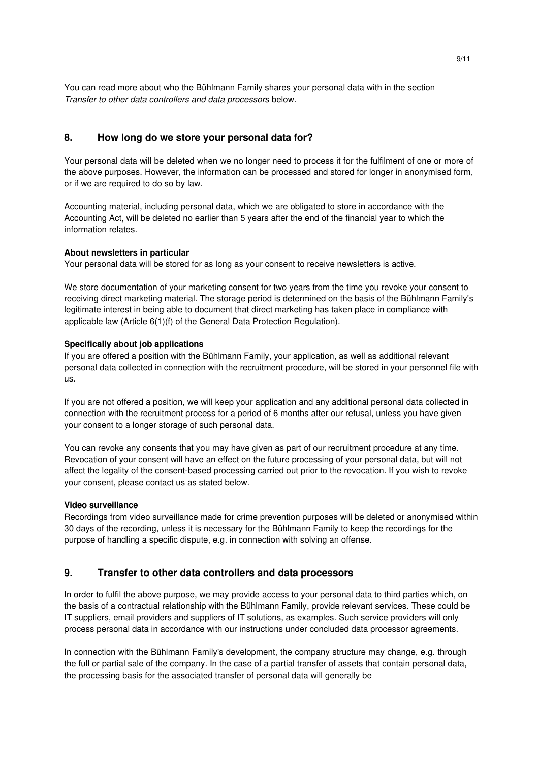You can read more about who the Bühlmann Family shares your personal data with in the section *Transfer to other data controllers and data processors* below.

## 8. How long do we store your personal data for?

Your personal data will be deleted when we no longer need to process it for the fulfilment of one or more of the above purposes. However, the information can be processed and stored for longer in anonymised form, or if we are required to do so by law.

Accounting material, including personal data, which we are obligated to store in accordance with the Accounting Act, will be deleted no earlier than 5 years after the end of the financial year to which the information relates.

**About newsletters in particular**
Your personal data will be stored for as long as your consent to receive newsletters is active.

We store documentation of your marketing consent for two years from the time you revoke your consent to receiving direct marketing material. The storage period is determined on the basis of the Bühlmann Family's legitimate interest in being able to document that direct marketing has taken place in compliance with applicable law (Article 6(1)(f) of the General Data Protection Regulation).

**Specifically about job applications**
If you are offered a position with the Bühlmann Family, your application, as well as additional relevant personal data collected in connection with the recruitment procedure, will be stored in your personnel file with us.

If you are not offered a position, we will keep your application and any additional personal data collected in connection with the recruitment process for a period of 6 months after our refusal, unless you have given your consent to a longer storage of such personal data.

You can revoke any consents that you may have given as part of our recruitment procedure at any time. Revocation of your consent will have an effect on the future processing of your personal data, but will not affect the legality of the consent-based processing carried out prior to the revocation. If you wish to revoke your consent, please contact us as stated below.

**Video surveillance**
Recordings from video surveillance made for crime prevention purposes will be deleted or anonymised within 30 days of the recording, unless it is necessary for the Bühlmann Family to keep the recordings for the purpose of handling a specific dispute, e.g. in connection with solving an offense.

## 9. Transfer to other data controllers and data processors

In order to fulfil the above purpose, we may provide access to your personal data to third parties which, on the basis of a contractual relationship with the Bühlmann Family, provide relevant services. These could be IT suppliers, email providers and suppliers of IT solutions, as examples. Such service providers will only process personal data in accordance with our instructions under concluded data processor agreements.

In connection with the Bühlmann Family's development, the company structure may change, e.g. through the full or partial sale of the company. In the case of a partial transfer of assets that contain personal data, the processing basis for the associated transfer of personal data will generally be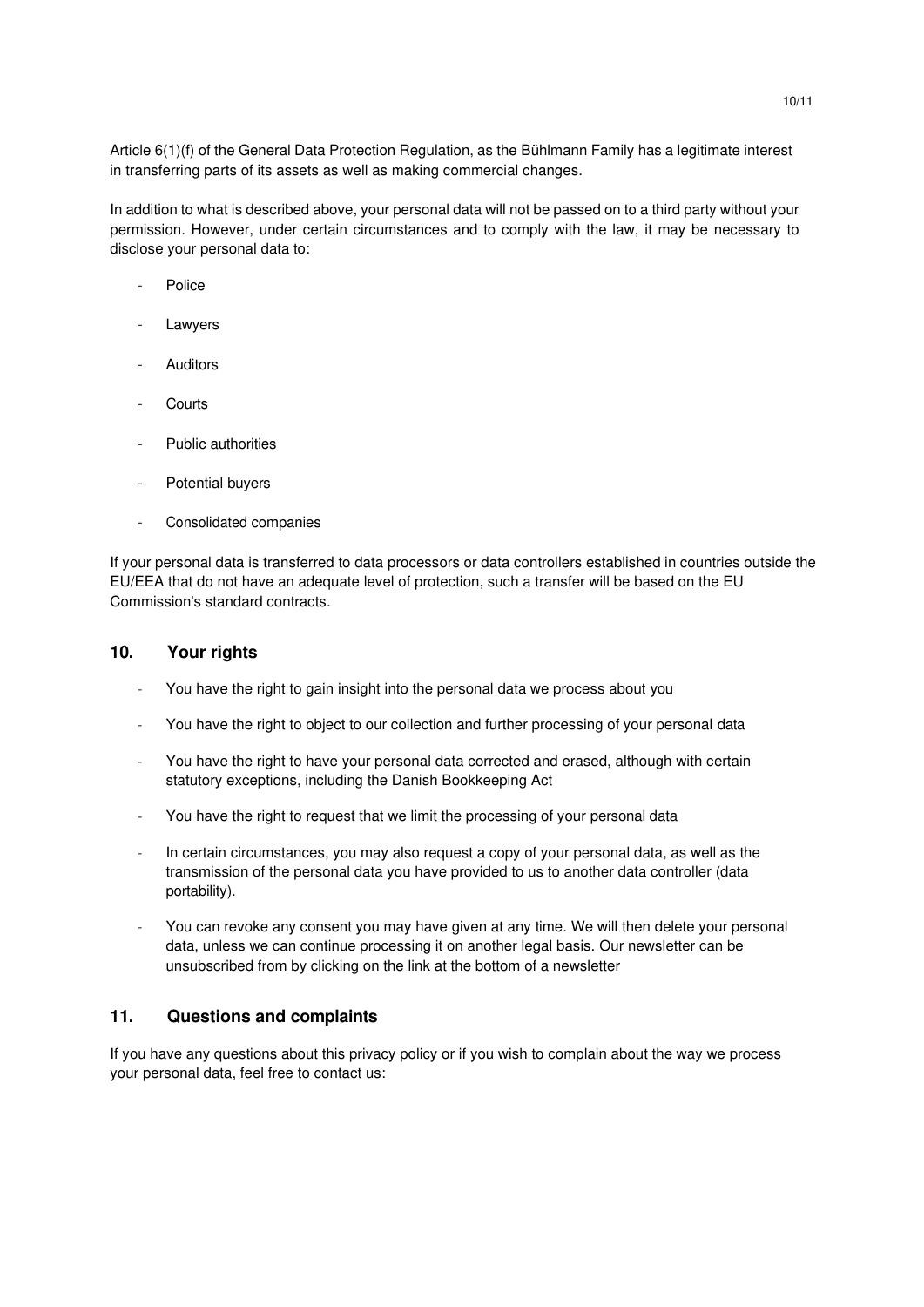Article 6(1)(f) of the General Data Protection Regulation, as the Bühlmann Family has a legitimate interest in transferring parts of its assets as well as making commercial changes.

In addition to what is described above, your personal data will not be passed on to a third party without your permission. However, under certain circumstances and to comply with the law, it may be necessary to disclose your personal data to:

- Police
- Lawyers
- Auditors
- Courts
- Public authorities
- Potential buyers
- Consolidated companies

If your personal data is transferred to data processors or data controllers established in countries outside the EU/EEA that do not have an adequate level of protection, such a transfer will be based on the EU Commission's standard contracts.

## 10. Your rights

- You have the right to gain insight into the personal data we process about you
- You have the right to object to our collection and further processing of your personal data
- You have the right to have your personal data corrected and erased, although with certain statutory exceptions, including the Danish Bookkeeping Act
- You have the right to request that we limit the processing of your personal data
- In certain circumstances, you may also request a copy of your personal data, as well as the transmission of the personal data you have provided to us to another data controller (data portability).
- You can revoke any consent you may have given at any time. We will then delete your personal data, unless we can continue processing it on another legal basis. Our newsletter can be unsubscribed from by clicking on the link at the bottom of a newsletter

## 11. Questions and complaints

If you have any questions about this privacy policy or if you wish to complain about the way we process your personal data, feel free to contact us: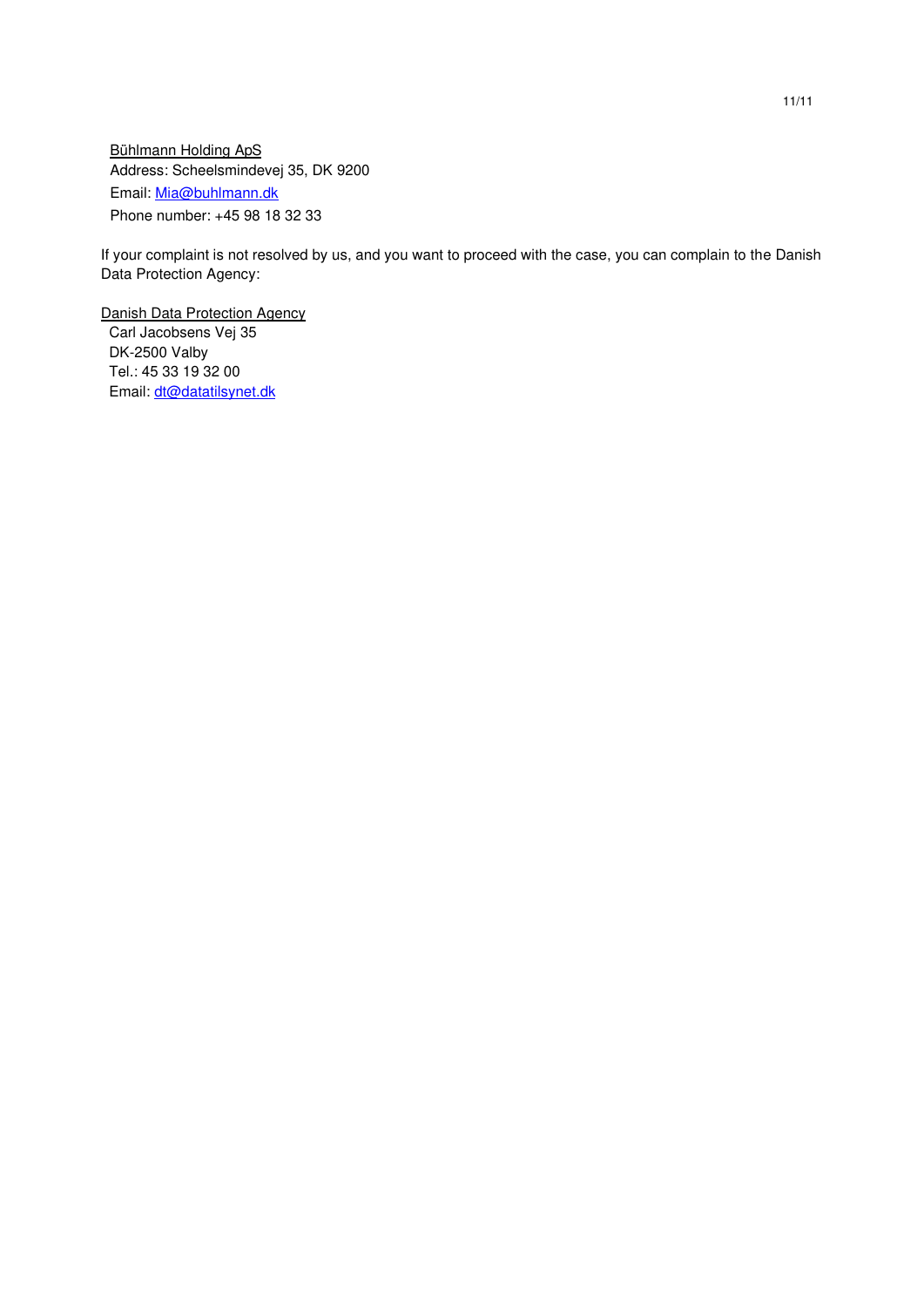Bühlmann Holding ApS
Address: Scheelsmindevej 35, DK 9200
Email: Mia@buhlmann.dk
Phone number: +45 98 18 32 33

If your complaint is not resolved by us, and you want to proceed with the case, you can complain to the Danish Data Protection Agency:

Danish Data Protection Agency
Carl Jacobsens Vej 35
DK-2500 Valby
Tel.: 45 33 19 32 00
Email: dt@datatilsynet.dk